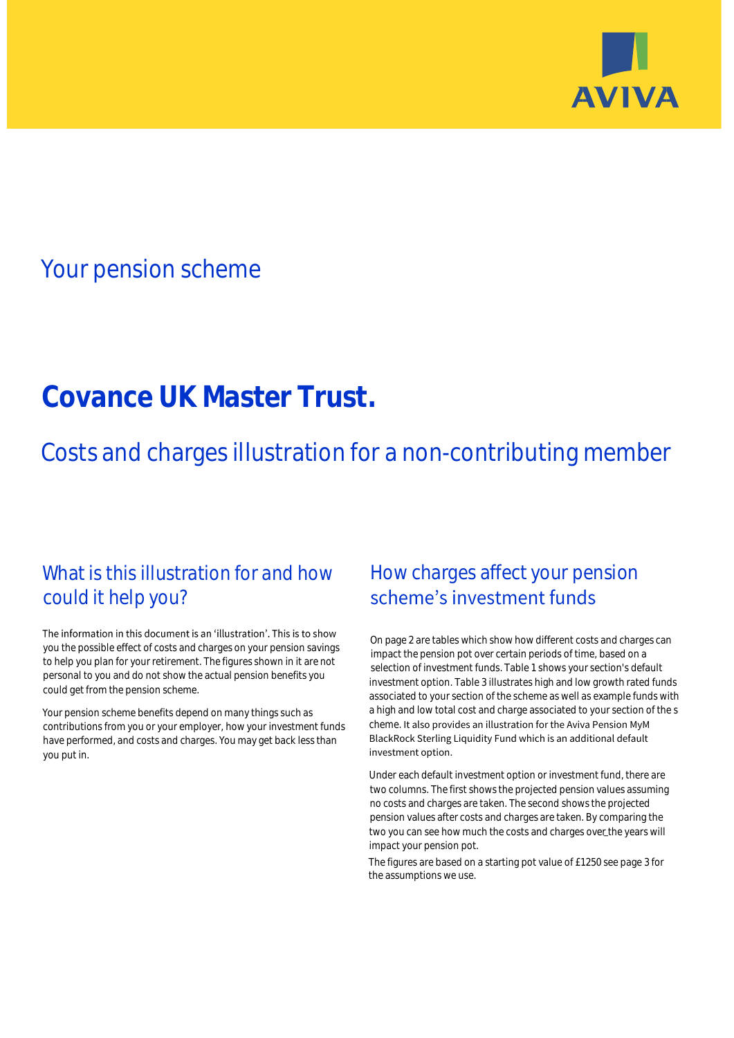AVIVA

Your pension scheme

# Covance UK Master Trust.

## Costs and charges illustration for a non-contributing member

## What is this illustration for and how could it help you?

The information in this document is an 'illustration'. This is to show you the possible effect of costs and charges on your pension savings to help you plan for your retirement. The figures shown in it are not personal to you and do not show the actual pension benefits you could get from the pension scheme.

Your pension scheme benefits depend on many things such as contributions from you or your employer, how your investment funds have performed, and costs and charges. You may get back less than you put in.

## How charges affect your pension scheme's investment funds

On page 2 are tables which show how different costs and charges can impact the pension pot over certain periods of time, based on a selection of investment funds. Table 1 shows your section's default investment option. Table 3 illustrates high and low growth rated funds associated to your section of the scheme as well as example funds with a high and low total cost and charge associated to your section of the s cheme. It also provides an illustration for the Aviva Pension MyM BlackRock Sterling Liquidity Fund which is an additional default investment option.

Under each default investment option or investment fund, there are two columns. The first shows the projected pension values assuming no costs and charges are taken. The second shows the projected pension values after costs and charges are taken. By comparing the two you can see how much the costs and charges over the years will impact your pension pot.

The figures are based on a starting pot value of £1250 see page 3 for the assumptions we use.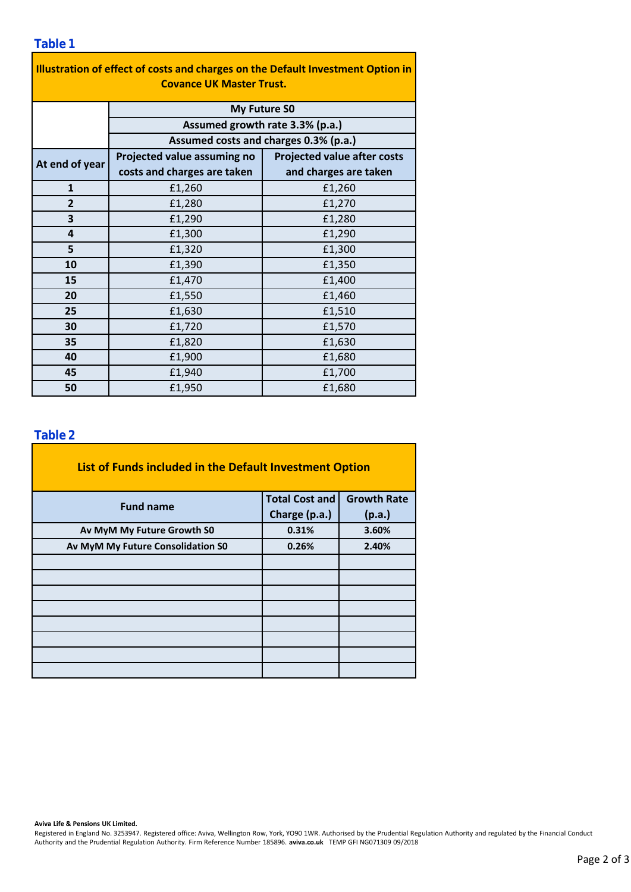## Table 1

| Illustration of effect of costs and charges on the Default Investment Option in Covance UK Master Trust. | | |
|---|---|---|
| | My Future S0 | |
| | Assumed growth rate 3.3% (p.a.) | |
| | Assumed costs and charges 0.3% (p.a.) | |
| **At end of year** | **Projected value assuming no costs and charges are taken** | **Projected value after costs and charges are taken** |
| **1** | £1,260 | £1,260 |
| **2** | £1,280 | £1,270 |
| **3** | £1,290 | £1,280 |
| **4** | £1,300 | £1,290 |
| **5** | £1,320 | £1,300 |
| **10** | £1,390 | £1,350 |
| **15** | £1,470 | £1,400 |
| **20** | £1,550 | £1,460 |
| **25** | £1,630 | £1,510 |
| **30** | £1,720 | £1,570 |
| **35** | £1,820 | £1,630 |
| **40** | £1,900 | £1,680 |
| **45** | £1,940 | £1,700 |
| **50** | £1,950 | £1,680 |

## Table 2

**List of Funds included in the Default Investment Option**

| Fund name | Total Cost and Charge (p.a.) | Growth Rate (p.a.) |
|---|---|---|
| **Av MyM My Future Growth S0** | **0.31%** | **3.60%** |
| **Av MyM My Future Consolidation S0** | **0.26%** | **2.40%** |
| | | |
| | | |
| | | |
| | | |
| | | |
| | | |
| | | |
| | | |

**Aviva Life & Pensions UK Limited.**
Registered in England No. 3253947. Registered office: Aviva, Wellington Row, York, YO90 1WR. Authorised by the Prudential Regulation Authority and regulated by the Financial Conduct Authority and the Prudential Regulation Authority. Firm Reference Number 185896. **aviva.co.uk** TEMP GFI NG071309 09/2018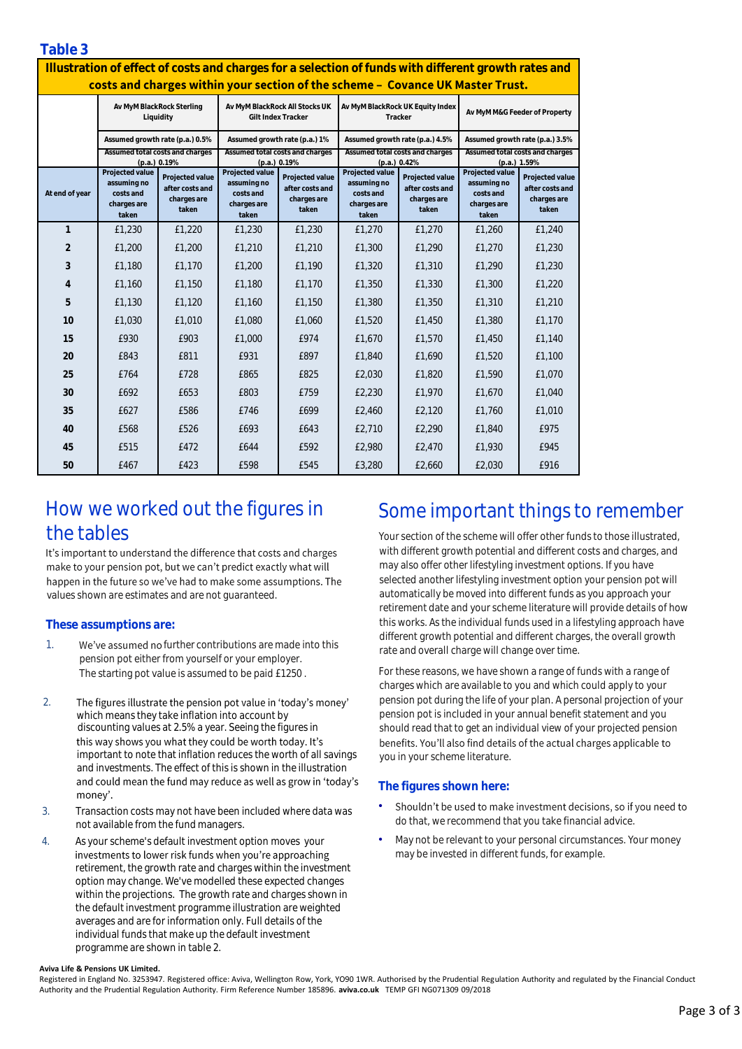## Table 3

**Illustration of effect of costs and charges for a selection of funds with different growth rates and costs and charges within your section of the scheme – Covance UK Master Trust.**

| | Av MyM BlackRock Sterling Liquidity | | Av MyM BlackRock All Stocks UK Gilt Index Tracker | | Av MyM BlackRock UK Equity Index Tracker | | Av MyM M&G Feeder of Property | |
|---|---|---|---|---|---|---|---|---|
| | Assumed growth rate (p.a.) 0.5% | | Assumed growth rate (p.a.) 1% | | Assumed growth rate (p.a.) 4.5% | | Assumed growth rate (p.a.) 3.5% | |
| | Assumed total costs and charges (p.a.) 0.19% | | Assumed total costs and charges (p.a.) 0.19% | | Assumed total costs and charges (p.a.) 0.42% | | Assumed total costs and charges (p.a.) 1.59% | |
| At end of year | Projected value assuming no costs and charges are taken | Projected value after costs and charges are taken | Projected value assuming no costs and charges are taken | Projected value after costs and charges are taken | Projected value assuming no costs and charges are taken | Projected value after costs and charges are taken | Projected value assuming no costs and charges are taken | Projected value after costs and charges are taken |
| 1 | £1,230 | £1,220 | £1,230 | £1,230 | £1,270 | £1,270 | £1,260 | £1,240 |
| 2 | £1,200 | £1,200 | £1,210 | £1,210 | £1,300 | £1,290 | £1,270 | £1,230 |
| 3 | £1,180 | £1,170 | £1,200 | £1,190 | £1,320 | £1,310 | £1,290 | £1,230 |
| 4 | £1,160 | £1,150 | £1,180 | £1,170 | £1,350 | £1,330 | £1,300 | £1,220 |
| 5 | £1,130 | £1,120 | £1,160 | £1,150 | £1,380 | £1,350 | £1,310 | £1,210 |
| 10 | £1,030 | £1,010 | £1,080 | £1,060 | £1,520 | £1,450 | £1,380 | £1,170 |
| 15 | £930 | £903 | £1,000 | £974 | £1,670 | £1,570 | £1,450 | £1,140 |
| 20 | £843 | £811 | £931 | £897 | £1,840 | £1,690 | £1,520 | £1,100 |
| 25 | £764 | £728 | £865 | £825 | £2,030 | £1,820 | £1,590 | £1,070 |
| 30 | £692 | £653 | £803 | £759 | £2,230 | £1,970 | £1,670 | £1,040 |
| 35 | £627 | £586 | £746 | £699 | £2,460 | £2,120 | £1,760 | £1,010 |
| 40 | £568 | £526 | £693 | £643 | £2,710 | £2,290 | £1,840 | £975 |
| 45 | £515 | £472 | £644 | £592 | £2,980 | £2,470 | £1,930 | £945 |
| 50 | £467 | £423 | £598 | £545 | £3,280 | £2,660 | £2,030 | £916 |

# How we worked out the figures in the tables

It's important to understand the difference that costs and charges make to your pension pot, but we can't predict exactly what will happen in the future so we've had to make some assumptions. The values shown are estimates and are not guaranteed.

### These assumptions are:

1. We've assumed no further contributions are made into this pension pot either from yourself or your employer. The starting pot value is assumed to be paid £1250 .
2. The figures illustrate the pension pot value in 'today's money' which means they take inflation into account by discounting values at 2.5% a year. Seeing the figures in this way shows you what they could be worth today. It's important to note that inflation reduces the worth of all savings and investments. The effect of this is shown in the illustration and could mean the fund may reduce as well as grow in 'today's money'.
3. Transaction costs may not have been included where data was not available from the fund managers.
4. As your scheme's default investment option moves your investments to lower risk funds when you're approaching retirement, the growth rate and charges within the investment option may change. We've modelled these expected changes within the projections. The growth rate and charges shown in the default investment programme illustration are weighted averages and are for information only. Full details of the individual funds that make up the default investment programme are shown in table 2.

# Some important things to remember

Your section of the scheme will offer other funds to those illustrated, with different growth potential and different costs and charges, and may also offer other lifestyling investment options. If you have selected another lifestyling investment option your pension pot will automatically be moved into different funds as you approach your retirement date and your scheme literature will provide details of how this works. As the individual funds used in a lifestyling approach have different growth potential and different charges, the overall growth rate and overall charge will change over time.

For these reasons, we have shown a range of funds with a range of charges which are available to you and which could apply to your pension pot during the life of your plan. A personal projection of your pension pot is included in your annual benefit statement and you should read that to get an individual view of your projected pension benefits. You'll also find details of the actual charges applicable to you in your scheme literature.

### The figures shown here:

- Shouldn't be used to make investment decisions, so if you need to do that, we recommend that you take financial advice.
- May not be relevant to your personal circumstances. Your money may be invested in different funds, for example.

**Aviva Life & Pensions UK Limited.**
Registered in England No. 3253947. Registered office: Aviva, Wellington Row, York, YO90 1WR. Authorised by the Prudential Regulation Authority and regulated by the Financial Conduct Authority and the Prudential Regulation Authority. Firm Reference Number 185896. **aviva.co.uk** TEMP GFI NG071309 09/2018